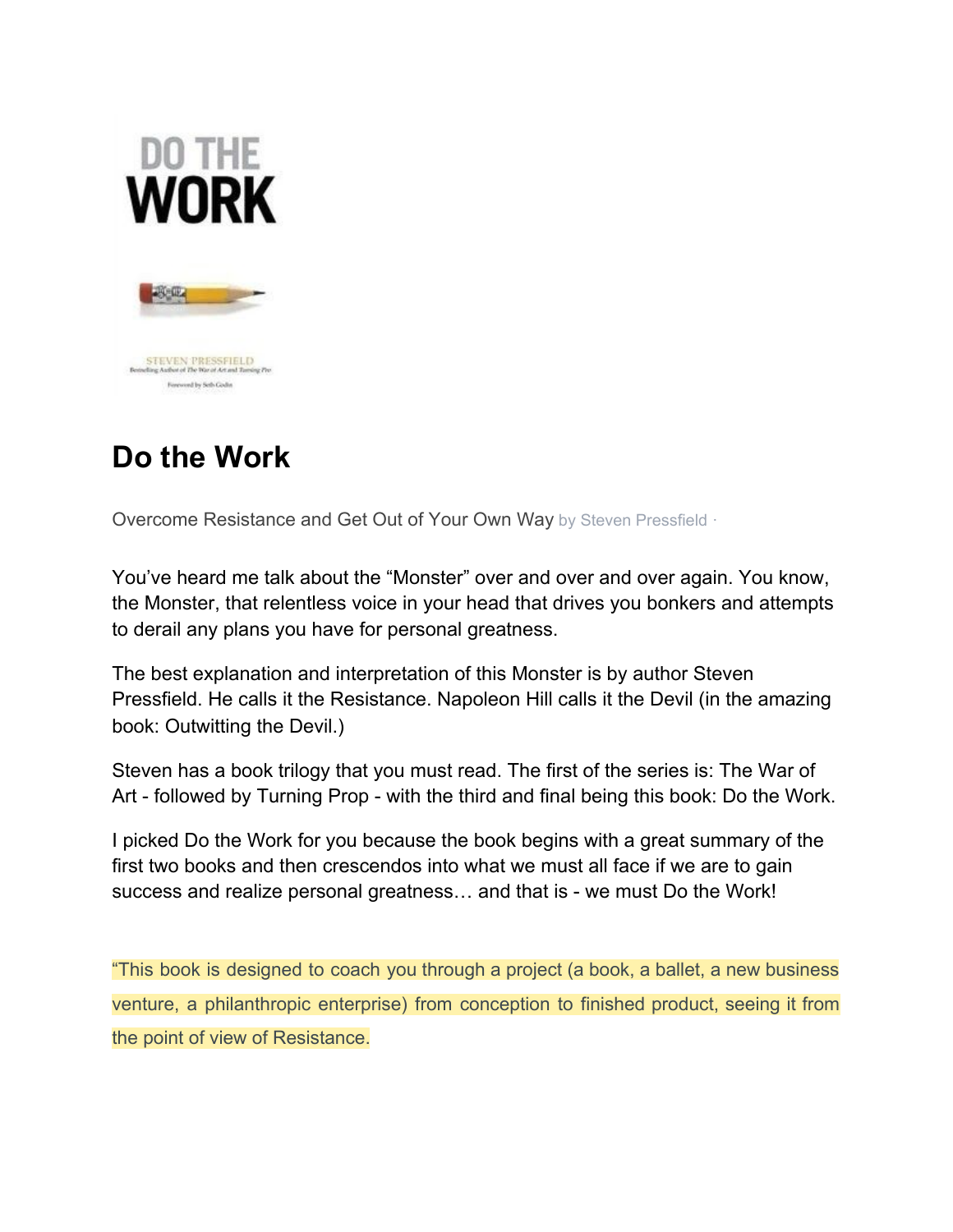# Do the Work

Overcome Resistance and Get Out of Your Own Way by Steven Pressfield ·

You've heard me talk about the "Monster" over and over and over again. You know, the Monster, that relentless voice in your head that drives you bonkers and attempts to derail any plans you have for personal greatness.

The best explanation and interpretation of this Monster is by author Steven Pressfield. He calls it the Resistance. Napoleon Hill calls it the Devil (in the amazing book: Outwitting the Devil.)

Steven has a book trilogy that you must read. The first of the series is: The War of Art - followed by Turning Prop - with the third and final being this book: Do the Work.

I picked Do the Work for you because the book begins with a great summary of the first two books and then crescendos into what we must all face if we are to gain success and realize personal greatness… and that is - we must Do the Work!

"This book is designed to coach you through a project (a book, a ballet, a new business venture, a philanthropic enterprise) from conception to finished product, seeing it from the point of view of Resistance.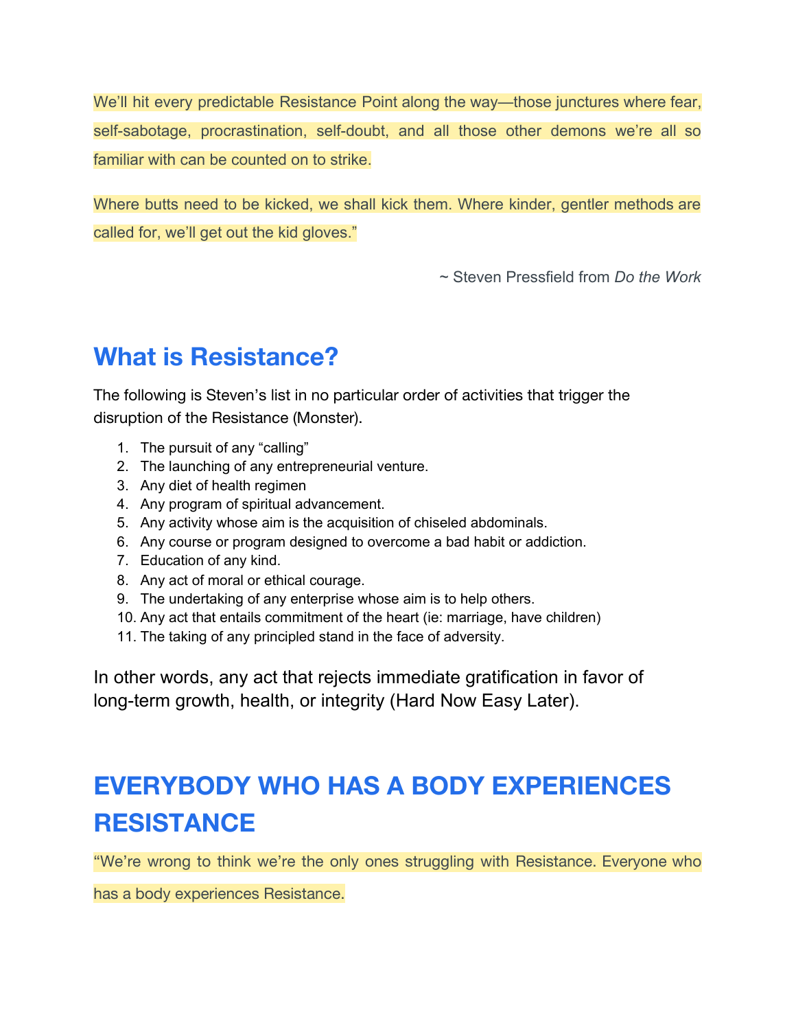We'll hit every predictable Resistance Point along the way—those junctures where fear, self-sabotage, procrastination, self-doubt, and all those other demons we're all so familiar with can be counted on to strike.

Where butts need to be kicked, we shall kick them. Where kinder, gentler methods are called for, we'll get out the kid gloves."

~ Steven Pressfield from *Do the Work*

## What is Resistance?

The following is Steven's list in no particular order of activities that trigger the disruption of the Resistance (Monster).

1. The pursuit of any "calling"
2. The launching of any entrepreneurial venture.
3. Any diet of health regimen
4. Any program of spiritual advancement.
5. Any activity whose aim is the acquisition of chiseled abdominals.
6. Any course or program designed to overcome a bad habit or addiction.
7. Education of any kind.
8. Any act of moral or ethical courage.
9. The undertaking of any enterprise whose aim is to help others.
10. Any act that entails commitment of the heart (ie: marriage, have children)
11. The taking of any principled stand in the face of adversity.

In other words, any act that rejects immediate gratification in favor of long-term growth, health, or integrity (Hard Now Easy Later).

## EVERYBODY WHO HAS A BODY EXPERIENCES RESISTANCE

"We're wrong to think we're the only ones struggling with Resistance. Everyone who has a body experiences Resistance.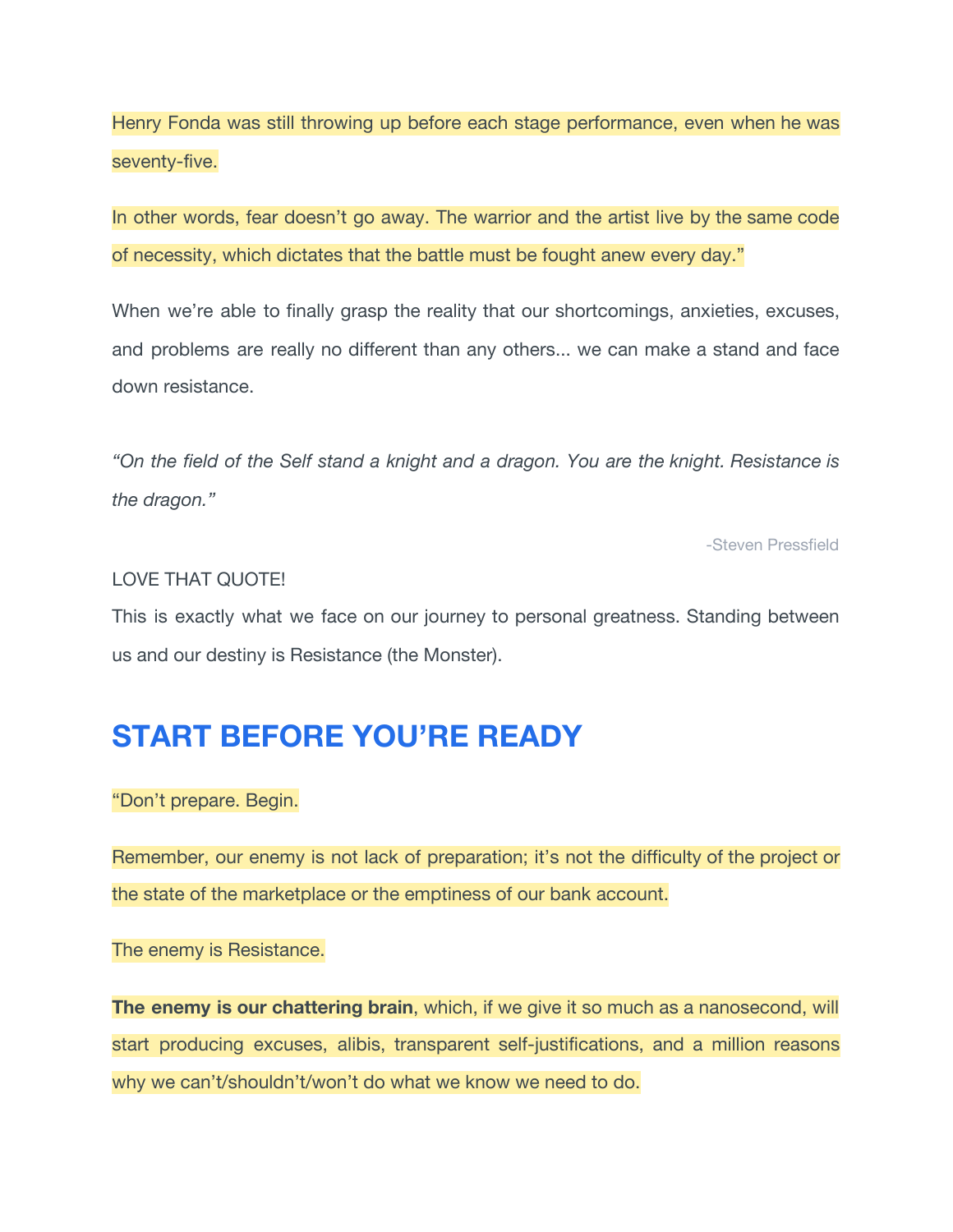Henry Fonda was still throwing up before each stage performance, even when he was seventy-five.

In other words, fear doesn't go away. The warrior and the artist live by the same code of necessity, which dictates that the battle must be fought anew every day."

When we're able to finally grasp the reality that our shortcomings, anxieties, excuses, and problems are really no different than any others... we can make a stand and face down resistance.

*"On the field of the Self stand a knight and a dragon. You are the knight. Resistance is the dragon."*

-Steven Pressfield

LOVE THAT QUOTE!

This is exactly what we face on our journey to personal greatness. Standing between us and our destiny is Resistance (the Monster).

## START BEFORE YOU'RE READY

"Don't prepare. Begin.

Remember, our enemy is not lack of preparation; it's not the difficulty of the project or the state of the marketplace or the emptiness of our bank account.

The enemy is Resistance.

**The enemy is our chattering brain**, which, if we give it so much as a nanosecond, will start producing excuses, alibis, transparent self-justifications, and a million reasons why we can't/shouldn't/won't do what we know we need to do.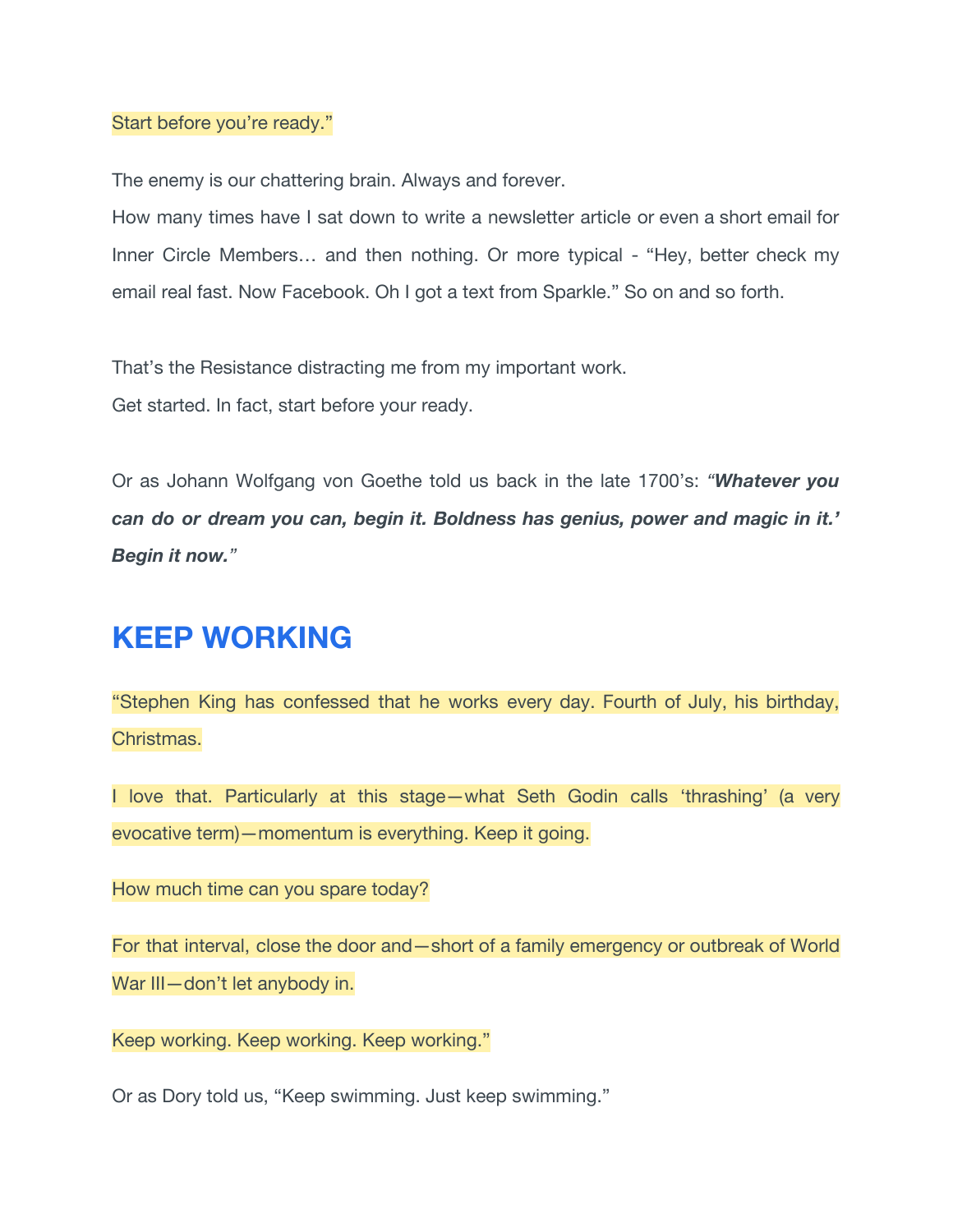Start before you're ready."

The enemy is our chattering brain. Always and forever.
How many times have I sat down to write a newsletter article or even a short email for Inner Circle Members… and then nothing. Or more typical - "Hey, better check my email real fast. Now Facebook. Oh I got a text from Sparkle." So on and so forth.

That's the Resistance distracting me from my important work.
Get started. In fact, start before your ready.

Or as Johann Wolfgang von Goethe told us back in the late 1700's: *"**Whatever you can do or dream you can, begin it. Boldness has genius, power and magic in it.' Begin it now.**"*

## KEEP WORKING

"Stephen King has confessed that he works every day. Fourth of July, his birthday, Christmas.

I love that. Particularly at this stage—what Seth Godin calls 'thrashing' (a very evocative term)—momentum is everything. Keep it going.

How much time can you spare today?

For that interval, close the door and—short of a family emergency or outbreak of World War III—don't let anybody in.

Keep working. Keep working. Keep working."

Or as Dory told us, "Keep swimming. Just keep swimming."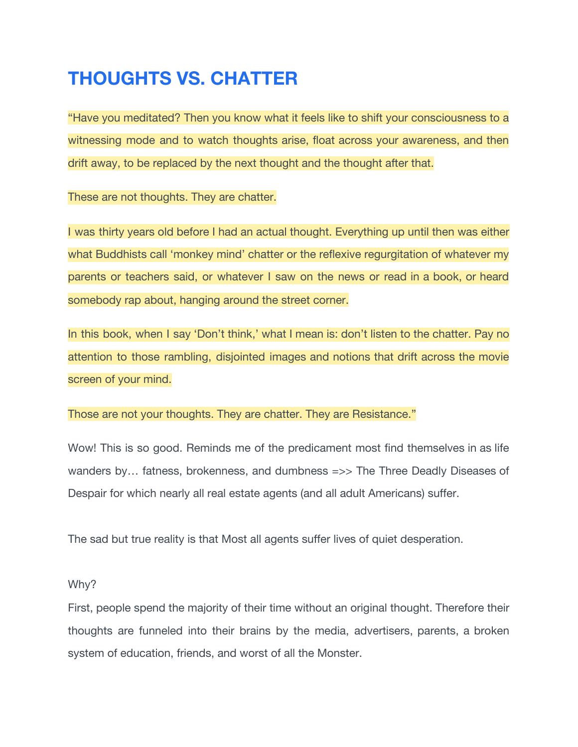# THOUGHTS VS. CHATTER

"Have you meditated? Then you know what it feels like to shift your consciousness to a witnessing mode and to watch thoughts arise, float across your awareness, and then drift away, to be replaced by the next thought and the thought after that.

These are not thoughts. They are chatter.

I was thirty years old before I had an actual thought. Everything up until then was either what Buddhists call 'monkey mind' chatter or the reflexive regurgitation of whatever my parents or teachers said, or whatever I saw on the news or read in a book, or heard somebody rap about, hanging around the street corner.

In this book, when I say 'Don't think,' what I mean is: don't listen to the chatter. Pay no attention to those rambling, disjointed images and notions that drift across the movie screen of your mind.

Those are not your thoughts. They are chatter. They are Resistance."

Wow! This is so good. Reminds me of the predicament most find themselves in as life wanders by… fatness, brokenness, and dumbness =>> The Three Deadly Diseases of Despair for which nearly all real estate agents (and all adult Americans) suffer.

The sad but true reality is that Most all agents suffer lives of quiet desperation.

Why?

First, people spend the majority of their time without an original thought. Therefore their thoughts are funneled into their brains by the media, advertisers, parents, a broken system of education, friends, and worst of all the Monster.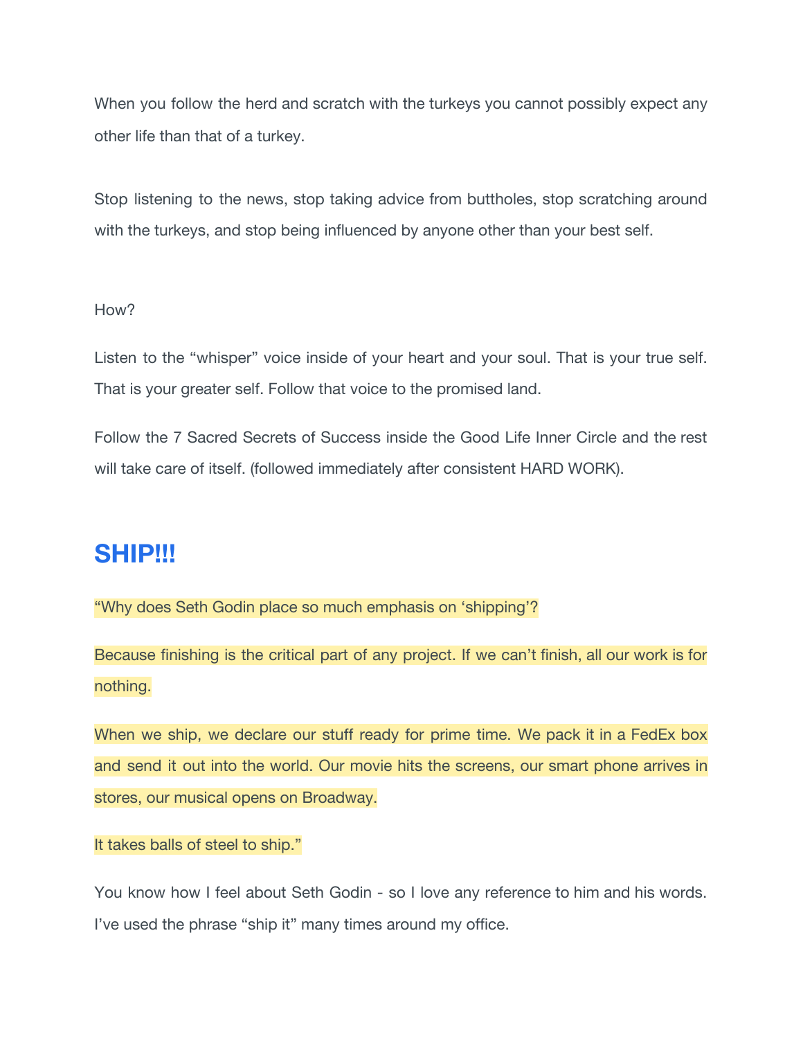When you follow the herd and scratch with the turkeys you cannot possibly expect any other life than that of a turkey.

Stop listening to the news, stop taking advice from buttholes, stop scratching around with the turkeys, and stop being influenced by anyone other than your best self.

How?

Listen to the "whisper" voice inside of your heart and your soul. That is your true self. That is your greater self. Follow that voice to the promised land.

Follow the 7 Sacred Secrets of Success inside the Good Life Inner Circle and the rest will take care of itself. (followed immediately after consistent HARD WORK).

## SHIP!!!

"Why does Seth Godin place so much emphasis on 'shipping'?

Because finishing is the critical part of any project. If we can't finish, all our work is for nothing.

When we ship, we declare our stuff ready for prime time. We pack it in a FedEx box and send it out into the world. Our movie hits the screens, our smart phone arrives in stores, our musical opens on Broadway.

It takes balls of steel to ship."

You know how I feel about Seth Godin - so I love any reference to him and his words. I've used the phrase "ship it" many times around my office.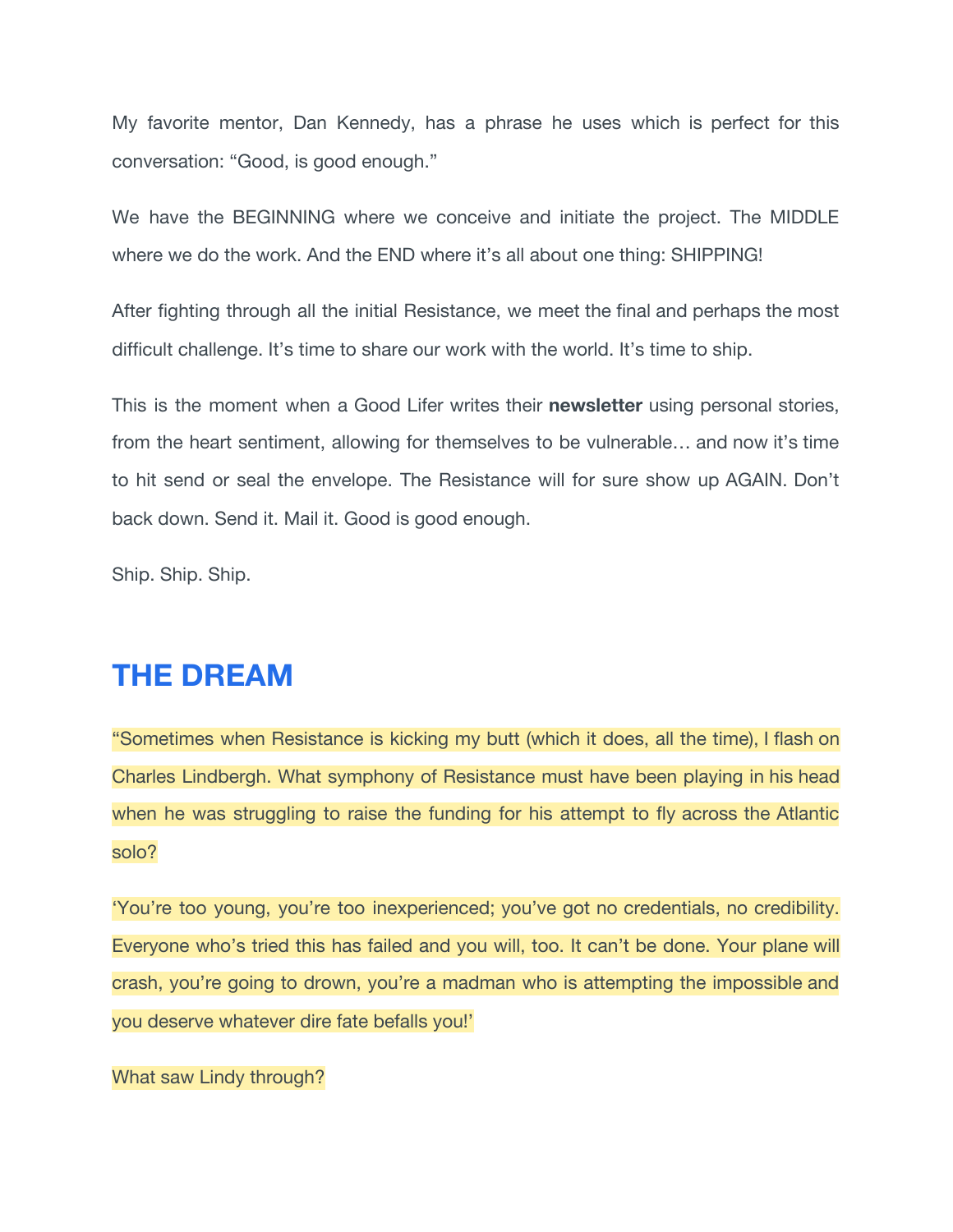My favorite mentor, Dan Kennedy, has a phrase he uses which is perfect for this conversation: “Good, is good enough.”

We have the BEGINNING where we conceive and initiate the project. The MIDDLE where we do the work. And the END where it’s all about one thing: SHIPPING!

After fighting through all the initial Resistance, we meet the final and perhaps the most difficult challenge. It’s time to share our work with the world. It’s time to ship.

This is the moment when a Good Lifer writes their **newsletter** using personal stories, from the heart sentiment, allowing for themselves to be vulnerable… and now it’s time to hit send or seal the envelope. The Resistance will for sure show up AGAIN. Don’t back down. Send it. Mail it. Good is good enough.

Ship. Ship. Ship.

## THE DREAM

“Sometimes when Resistance is kicking my butt (which it does, all the time), I flash on Charles Lindbergh. What symphony of Resistance must have been playing in his head when he was struggling to raise the funding for his attempt to fly across the Atlantic solo?

‘You’re too young, you’re too inexperienced; you’ve got no credentials, no credibility. Everyone who’s tried this has failed and you will, too. It can’t be done. Your plane will crash, you’re going to drown, you’re a madman who is attempting the impossible and you deserve whatever dire fate befalls you!’

What saw Lindy through?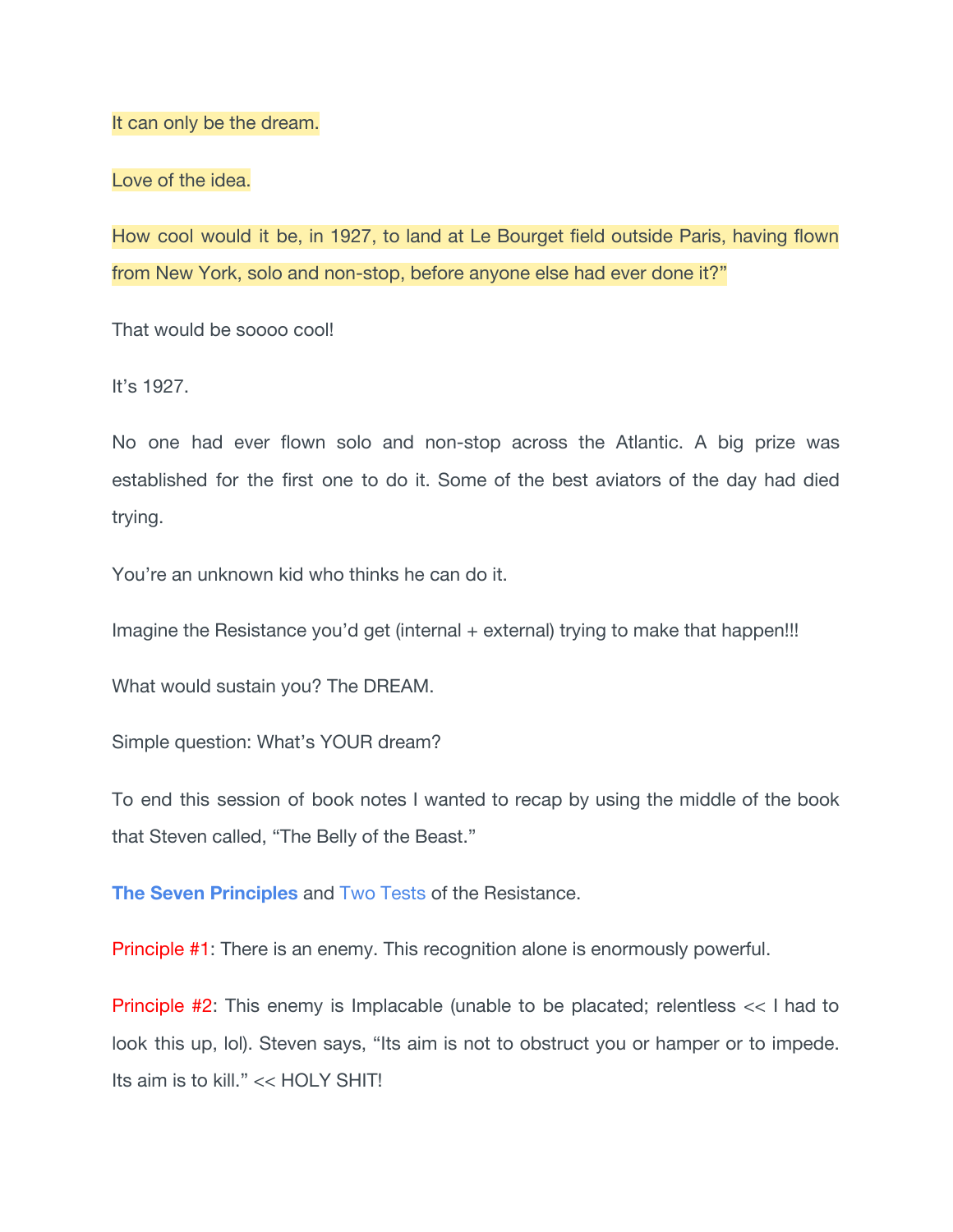It can only be the dream.

Love of the idea.

How cool would it be, in 1927, to land at Le Bourget field outside Paris, having flown from New York, solo and non-stop, before anyone else had ever done it?"

That would be soooo cool!

It's 1927.

No one had ever flown solo and non-stop across the Atlantic. A big prize was established for the first one to do it. Some of the best aviators of the day had died trying.

You're an unknown kid who thinks he can do it.

Imagine the Resistance you'd get (internal + external) trying to make that happen!!!

What would sustain you? The DREAM.

Simple question: What's YOUR dream?

To end this session of book notes I wanted to recap by using the middle of the book that Steven called, "The Belly of the Beast."

**The Seven Principles** and Two Tests of the Resistance.

Principle #1: There is an enemy. This recognition alone is enormously powerful.

Principle #2: This enemy is Implacable (unable to be placated; relentless << I had to look this up, lol). Steven says, "Its aim is not to obstruct you or hamper or to impede. Its aim is to kill." << HOLY SHIT!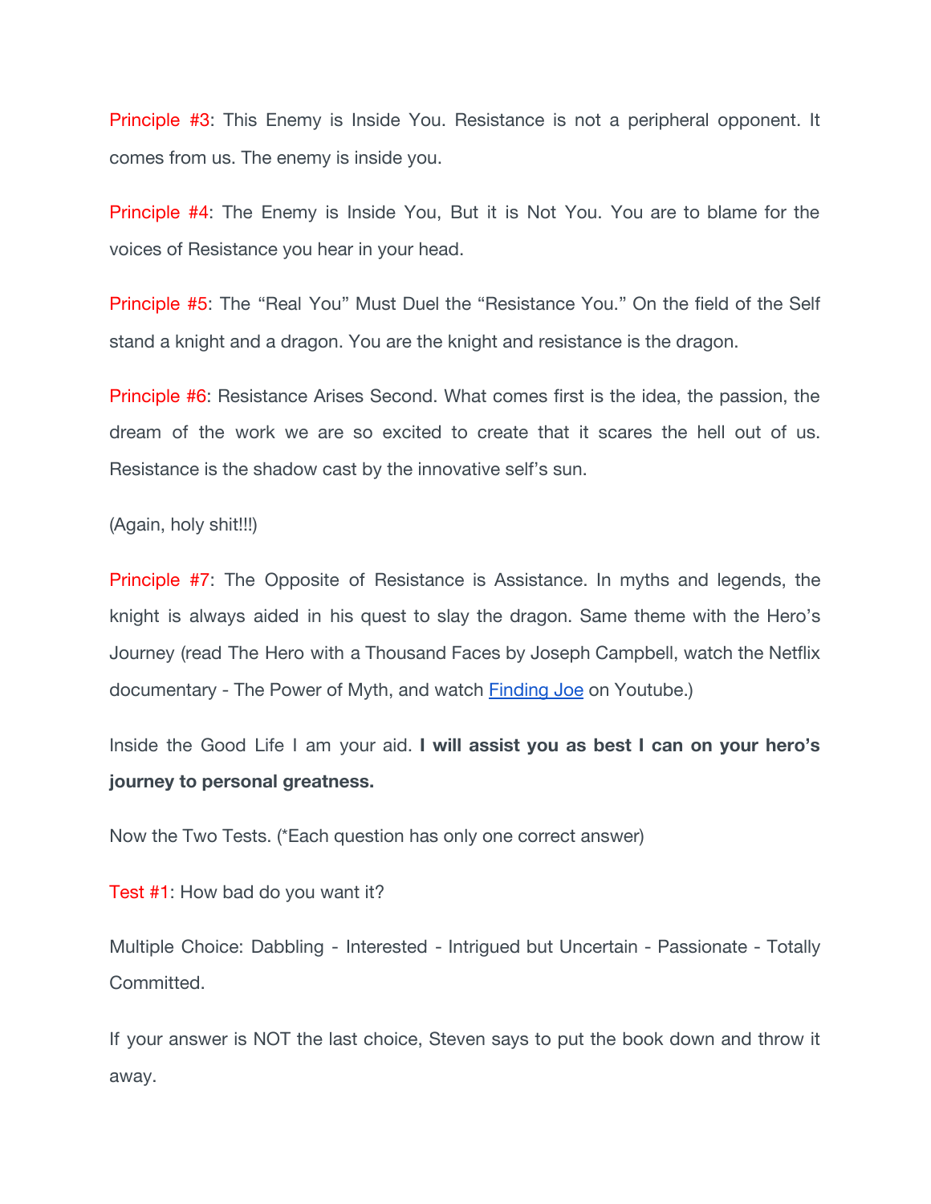Principle #3: This Enemy is Inside You. Resistance is not a peripheral opponent. It comes from us. The enemy is inside you.

Principle #4: The Enemy is Inside You, But it is Not You. You are to blame for the voices of Resistance you hear in your head.

Principle #5: The "Real You" Must Duel the "Resistance You." On the field of the Self stand a knight and a dragon. You are the knight and resistance is the dragon.

Principle #6: Resistance Arises Second. What comes first is the idea, the passion, the dream of the work we are so excited to create that it scares the hell out of us. Resistance is the shadow cast by the innovative self's sun.

(Again, holy shit!!!)

Principle #7: The Opposite of Resistance is Assistance. In myths and legends, the knight is always aided in his quest to slay the dragon. Same theme with the Hero's Journey (read The Hero with a Thousand Faces by Joseph Campbell, watch the Netflix documentary - The Power of Myth, and watch [Finding Joe] on Youtube.)

Inside the Good Life I am your aid. **I will assist you as best I can on your hero's journey to personal greatness.**

Now the Two Tests. (*Each question has only one correct answer)

Test #1: How bad do you want it?

Multiple Choice: Dabbling - Interested - Intrigued but Uncertain - Passionate - Totally Committed.

If your answer is NOT the last choice, Steven says to put the book down and throw it away.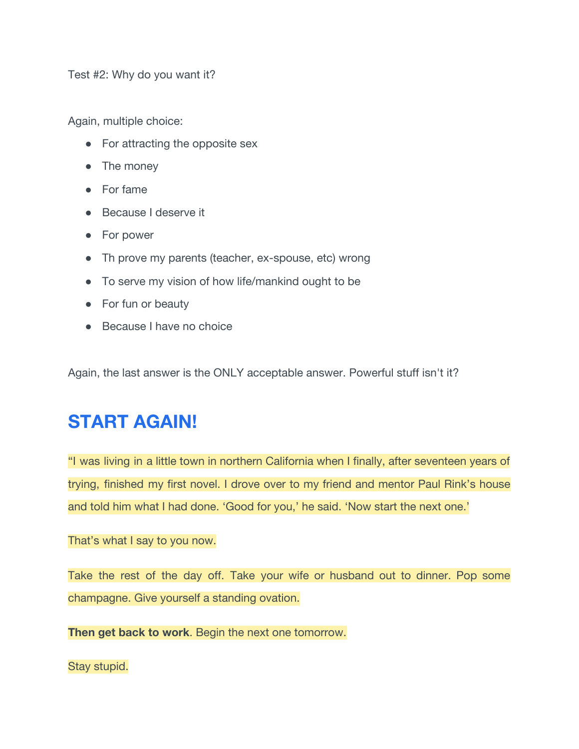Test #2: Why do you want it?

Again, multiple choice:

- For attracting the opposite sex
- The money
- For fame
- Because I deserve it
- For power
- Th prove my parents (teacher, ex-spouse, etc) wrong
- To serve my vision of how life/mankind ought to be
- For fun or beauty
- Because I have no choice

Again, the last answer is the ONLY acceptable answer. Powerful stuff isn't it?

## START AGAIN!

“I was living in a little town in northern California when I finally, after seventeen years of trying, finished my first novel. I drove over to my friend and mentor Paul Rink’s house and told him what I had done. ‘Good for you,’ he said. ‘Now start the next one.’

That’s what I say to you now.

Take the rest of the day off. Take your wife or husband out to dinner. Pop some champagne. Give yourself a standing ovation.

**Then get back to work**. Begin the next one tomorrow.

Stay stupid.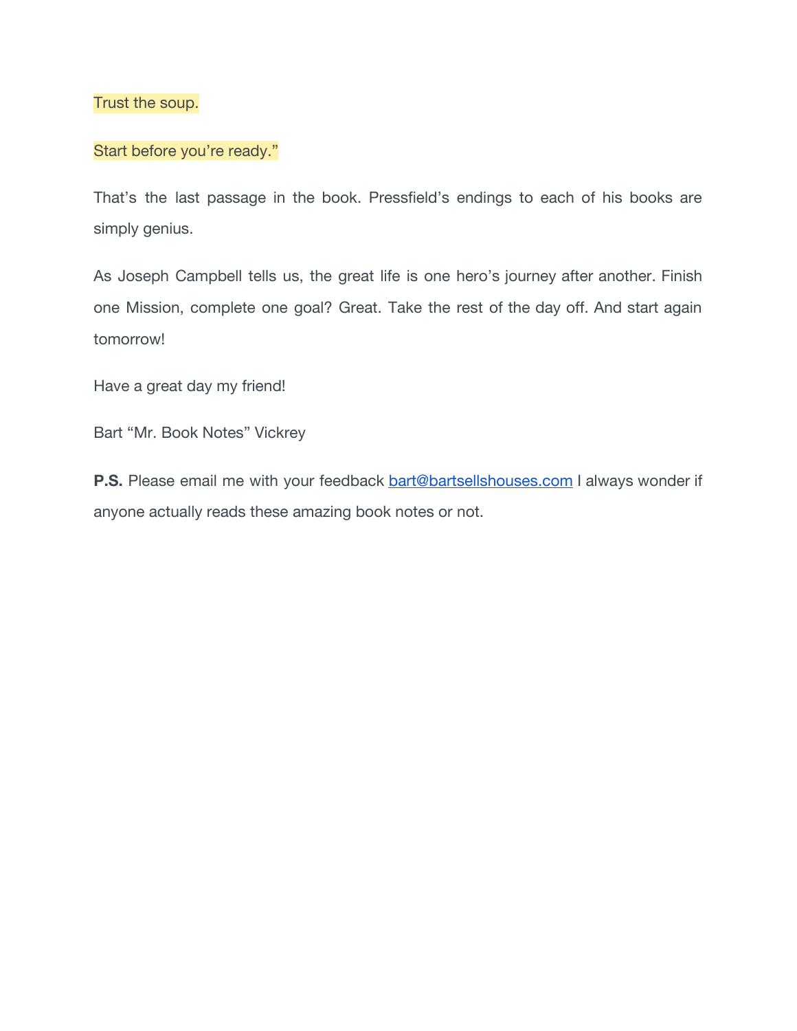Trust the soup.

Start before you're ready."

That's the last passage in the book. Pressfield's endings to each of his books are simply genius.

As Joseph Campbell tells us, the great life is one hero's journey after another. Finish one Mission, complete one goal? Great. Take the rest of the day off. And start again tomorrow!

Have a great day my friend!

Bart "Mr. Book Notes" Vickrey

**P.S.** Please email me with your feedback [bart@bartsellshouses.com](mailto:bart@bartsellshouses.com) I always wonder if anyone actually reads these amazing book notes or not.